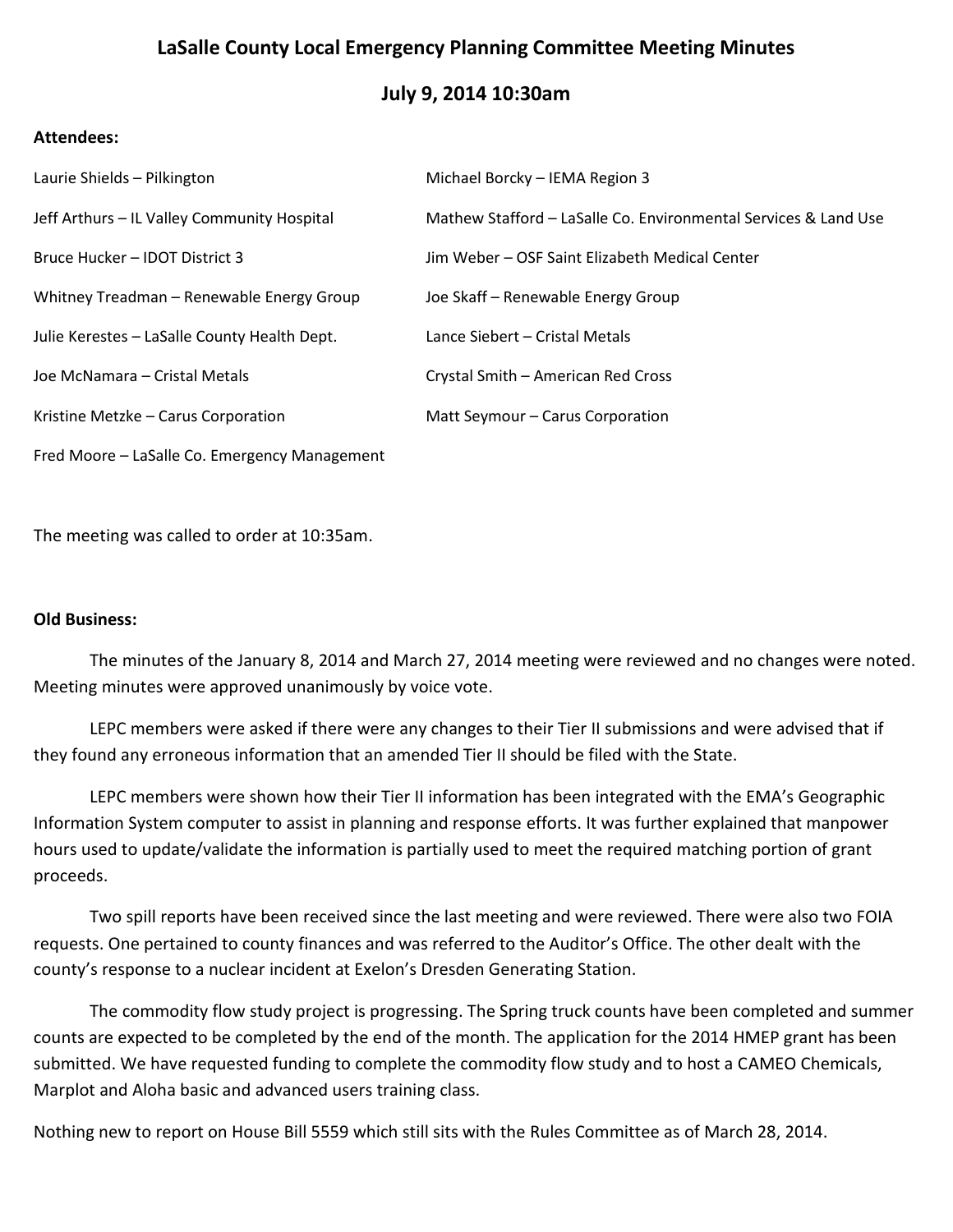# LaSalle County Local Emergency Planning Committee Meeting Minutes

## July 9, 2014 10:30am

**Attendees:**

Laurie Shields – Pilkington

Jeff Arthurs – IL Valley Community Hospital

Bruce Hucker – IDOT District 3

Whitney Treadman – Renewable Energy Group

Julie Kerestes – LaSalle County Health Dept.

Joe McNamara – Cristal Metals

Kristine Metzke – Carus Corporation

Fred Moore – LaSalle Co. Emergency Management

Michael Borcky – IEMA Region 3

Mathew Stafford – LaSalle Co. Environmental Services & Land Use

Jim Weber – OSF Saint Elizabeth Medical Center

Joe Skaff – Renewable Energy Group

Lance Siebert – Cristal Metals

Crystal Smith – American Red Cross

Matt Seymour – Carus Corporation

The meeting was called to order at 10:35am.

**Old Business:**

The minutes of the January 8, 2014 and March 27, 2014 meeting were reviewed and no changes were noted. Meeting minutes were approved unanimously by voice vote.

LEPC members were asked if there were any changes to their Tier II submissions and were advised that if they found any erroneous information that an amended Tier II should be filed with the State.

LEPC members were shown how their Tier II information has been integrated with the EMA's Geographic Information System computer to assist in planning and response efforts. It was further explained that manpower hours used to update/validate the information is partially used to meet the required matching portion of grant proceeds.

Two spill reports have been received since the last meeting and were reviewed. There were also two FOIA requests. One pertained to county finances and was referred to the Auditor's Office. The other dealt with the county's response to a nuclear incident at Exelon's Dresden Generating Station.

The commodity flow study project is progressing. The Spring truck counts have been completed and summer counts are expected to be completed by the end of the month. The application for the 2014 HMEP grant has been submitted. We have requested funding to complete the commodity flow study and to host a CAMEO Chemicals, Marplot and Aloha basic and advanced users training class.

Nothing new to report on House Bill 5559 which still sits with the Rules Committee as of March 28, 2014.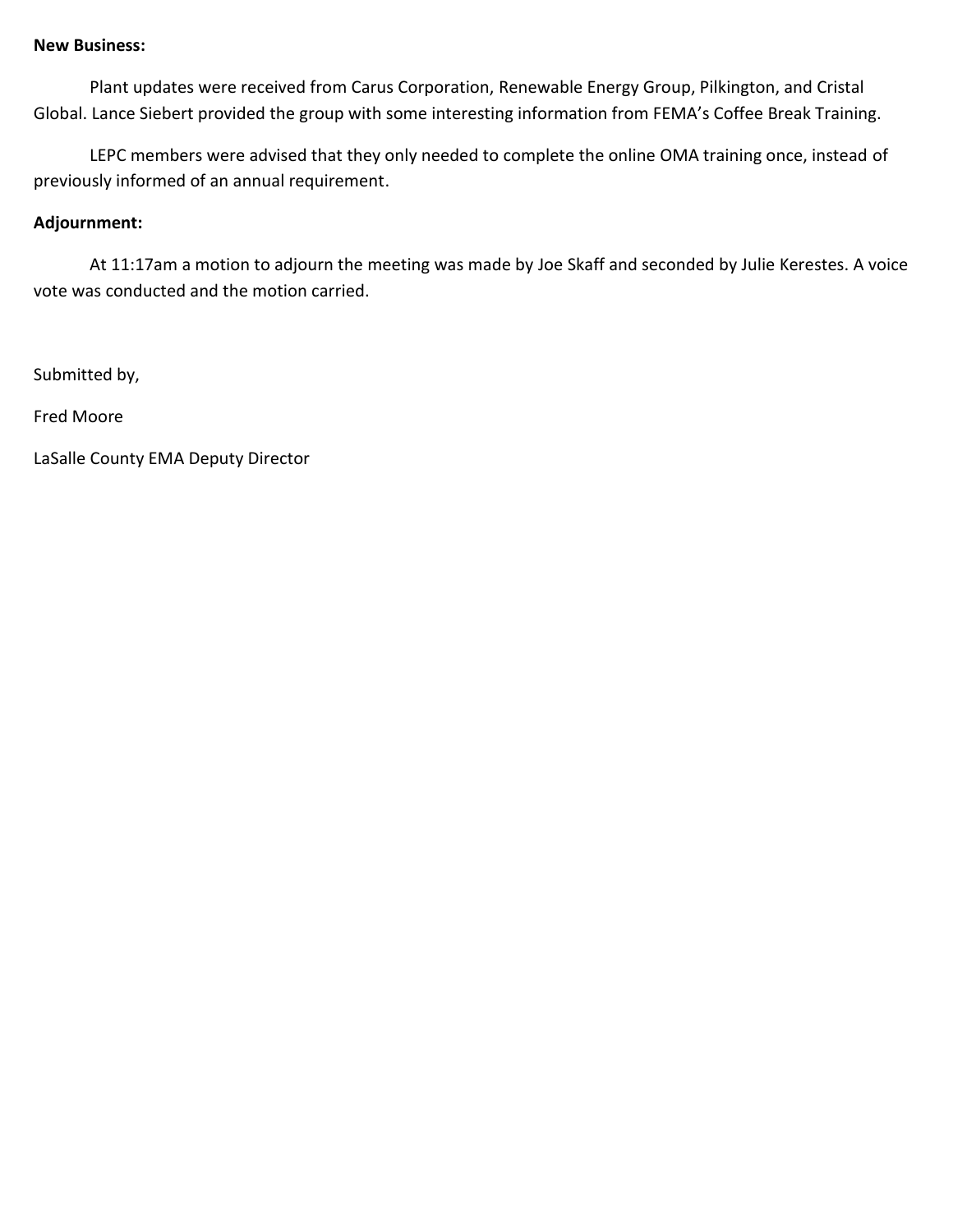**New Business:**

Plant updates were received from Carus Corporation, Renewable Energy Group, Pilkington, and Cristal Global. Lance Siebert provided the group with some interesting information from FEMA's Coffee Break Training.

LEPC members were advised that they only needed to complete the online OMA training once, instead of previously informed of an annual requirement.

**Adjournment:**

At 11:17am a motion to adjourn the meeting was made by Joe Skaff and seconded by Julie Kerestes. A voice vote was conducted and the motion carried.

Submitted by,

Fred Moore

LaSalle County EMA Deputy Director